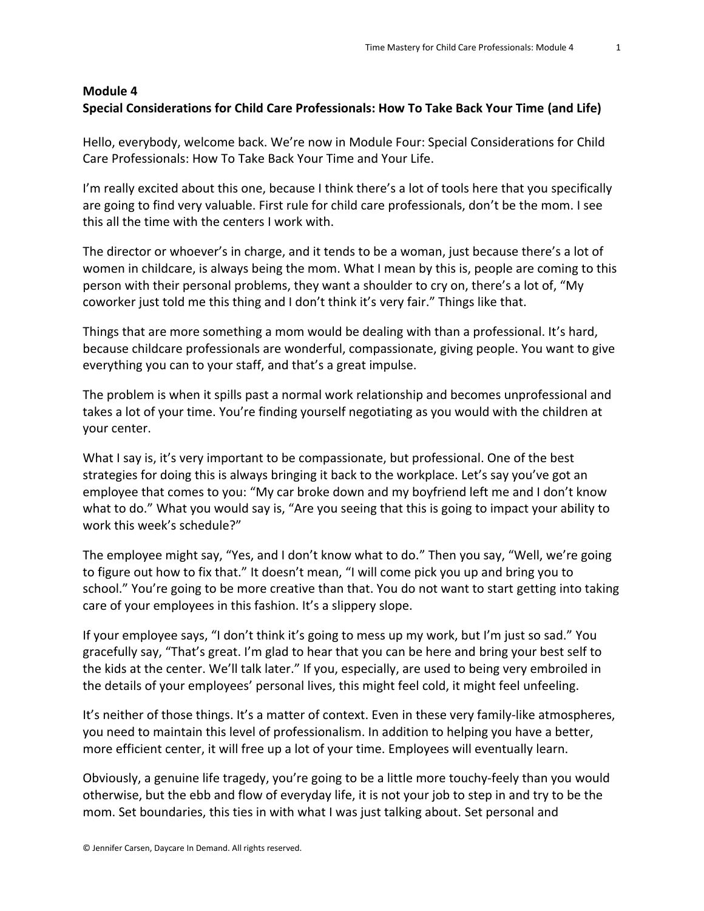## Module 4
## Special Considerations for Child Care Professionals: How To Take Back Your Time (and Life)

Hello, everybody, welcome back. We're now in Module Four: Special Considerations for Child Care Professionals: How To Take Back Your Time and Your Life.

I'm really excited about this one, because I think there's a lot of tools here that you specifically are going to find very valuable. First rule for child care professionals, don't be the mom. I see this all the time with the centers I work with.

The director or whoever's in charge, and it tends to be a woman, just because there's a lot of women in childcare, is always being the mom. What I mean by this is, people are coming to this person with their personal problems, they want a shoulder to cry on, there's a lot of, "My coworker just told me this thing and I don't think it's very fair." Things like that.

Things that are more something a mom would be dealing with than a professional. It's hard, because childcare professionals are wonderful, compassionate, giving people. You want to give everything you can to your staff, and that's a great impulse.

The problem is when it spills past a normal work relationship and becomes unprofessional and takes a lot of your time. You're finding yourself negotiating as you would with the children at your center.

What I say is, it's very important to be compassionate, but professional. One of the best strategies for doing this is always bringing it back to the workplace. Let's say you've got an employee that comes to you: "My car broke down and my boyfriend left me and I don't know what to do." What you would say is, "Are you seeing that this is going to impact your ability to work this week's schedule?"

The employee might say, "Yes, and I don't know what to do." Then you say, "Well, we're going to figure out how to fix that." It doesn't mean, "I will come pick you up and bring you to school." You're going to be more creative than that. You do not want to start getting into taking care of your employees in this fashion. It's a slippery slope.

If your employee says, "I don't think it's going to mess up my work, but I'm just so sad." You gracefully say, "That's great. I'm glad to hear that you can be here and bring your best self to the kids at the center. We'll talk later." If you, especially, are used to being very embroiled in the details of your employees' personal lives, this might feel cold, it might feel unfeeling.

It's neither of those things. It's a matter of context. Even in these very family-like atmospheres, you need to maintain this level of professionalism. In addition to helping you have a better, more efficient center, it will free up a lot of your time. Employees will eventually learn.

Obviously, a genuine life tragedy, you're going to be a little more touchy-feely than you would otherwise, but the ebb and flow of everyday life, it is not your job to step in and try to be the mom. Set boundaries, this ties in with what I was just talking about. Set personal and

© Jennifer Carsen, Daycare In Demand. All rights reserved.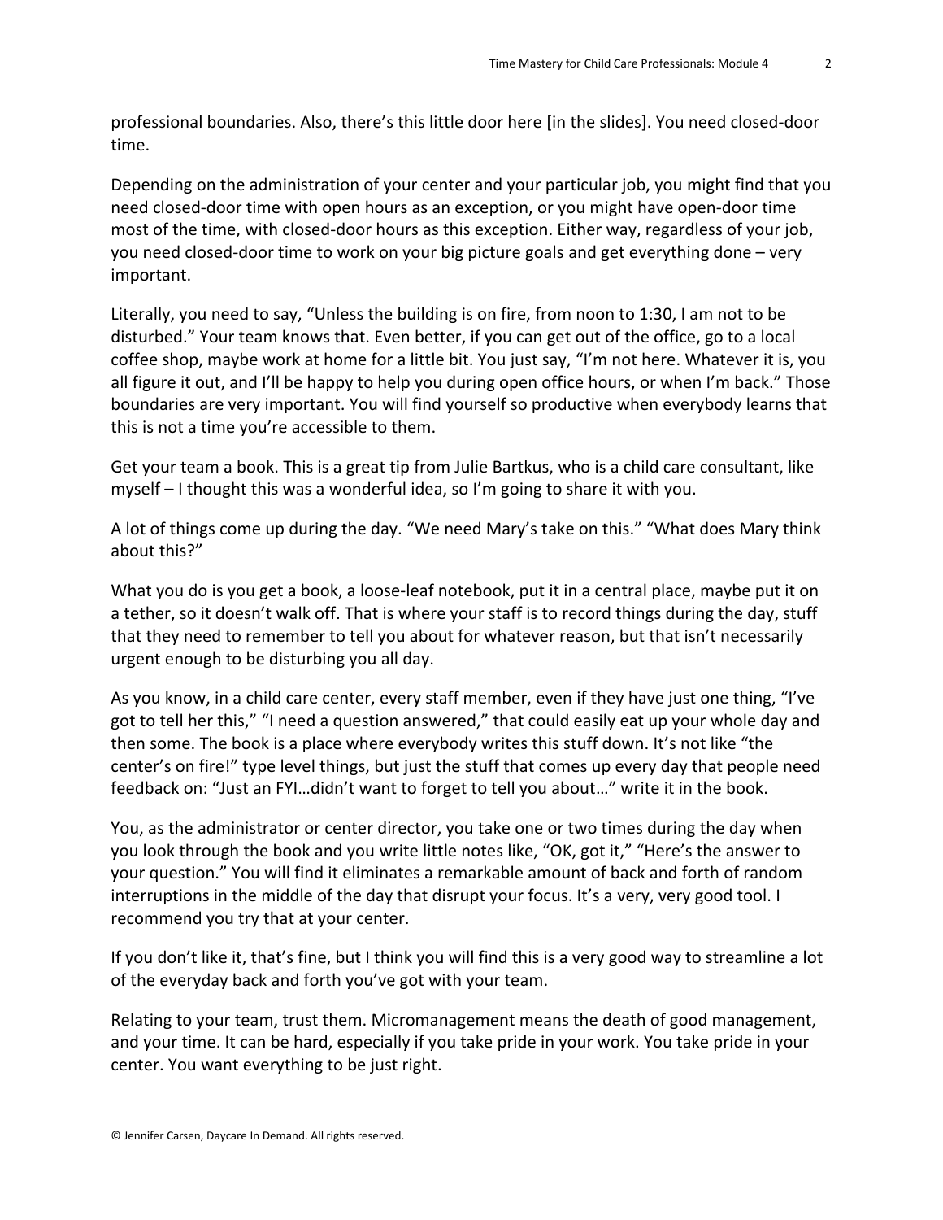professional boundaries. Also, there's this little door here [in the slides]. You need closed-door time.

Depending on the administration of your center and your particular job, you might find that you need closed-door time with open hours as an exception, or you might have open-door time most of the time, with closed-door hours as this exception. Either way, regardless of your job, you need closed-door time to work on your big picture goals and get everything done – very important.

Literally, you need to say, "Unless the building is on fire, from noon to 1:30, I am not to be disturbed." Your team knows that. Even better, if you can get out of the office, go to a local coffee shop, maybe work at home for a little bit. You just say, "I'm not here. Whatever it is, you all figure it out, and I'll be happy to help you during open office hours, or when I'm back." Those boundaries are very important. You will find yourself so productive when everybody learns that this is not a time you're accessible to them.

Get your team a book. This is a great tip from Julie Bartkus, who is a child care consultant, like myself – I thought this was a wonderful idea, so I'm going to share it with you.

A lot of things come up during the day. "We need Mary's take on this." "What does Mary think about this?"

What you do is you get a book, a loose-leaf notebook, put it in a central place, maybe put it on a tether, so it doesn't walk off. That is where your staff is to record things during the day, stuff that they need to remember to tell you about for whatever reason, but that isn't necessarily urgent enough to be disturbing you all day.

As you know, in a child care center, every staff member, even if they have just one thing, "I've got to tell her this," "I need a question answered," that could easily eat up your whole day and then some. The book is a place where everybody writes this stuff down. It's not like "the center's on fire!" type level things, but just the stuff that comes up every day that people need feedback on: "Just an FYI…didn't want to forget to tell you about…" write it in the book.

You, as the administrator or center director, you take one or two times during the day when you look through the book and you write little notes like, "OK, got it," "Here's the answer to your question." You will find it eliminates a remarkable amount of back and forth of random interruptions in the middle of the day that disrupt your focus. It's a very, very good tool. I recommend you try that at your center.

If you don't like it, that's fine, but I think you will find this is a very good way to streamline a lot of the everyday back and forth you've got with your team.

Relating to your team, trust them. Micromanagement means the death of good management, and your time. It can be hard, especially if you take pride in your work. You take pride in your center. You want everything to be just right.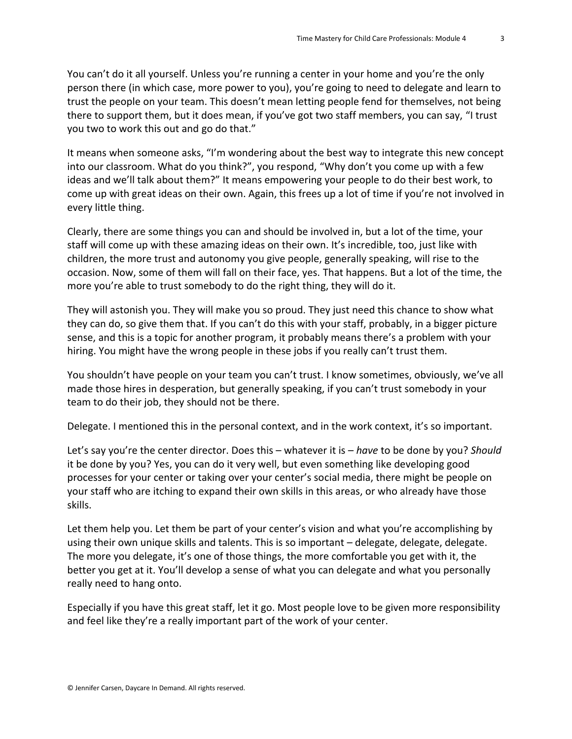You can't do it all yourself. Unless you're running a center in your home and you're the only person there (in which case, more power to you), you're going to need to delegate and learn to trust the people on your team. This doesn't mean letting people fend for themselves, not being there to support them, but it does mean, if you've got two staff members, you can say, "I trust you two to work this out and go do that."

It means when someone asks, "I'm wondering about the best way to integrate this new concept into our classroom. What do you think?", you respond, "Why don't you come up with a few ideas and we'll talk about them?" It means empowering your people to do their best work, to come up with great ideas on their own. Again, this frees up a lot of time if you're not involved in every little thing.

Clearly, there are some things you can and should be involved in, but a lot of the time, your staff will come up with these amazing ideas on their own. It's incredible, too, just like with children, the more trust and autonomy you give people, generally speaking, will rise to the occasion. Now, some of them will fall on their face, yes. That happens. But a lot of the time, the more you're able to trust somebody to do the right thing, they will do it.

They will astonish you. They will make you so proud. They just need this chance to show what they can do, so give them that. If you can't do this with your staff, probably, in a bigger picture sense, and this is a topic for another program, it probably means there's a problem with your hiring. You might have the wrong people in these jobs if you really can't trust them.

You shouldn't have people on your team you can't trust. I know sometimes, obviously, we've all made those hires in desperation, but generally speaking, if you can't trust somebody in your team to do their job, they should not be there.

Delegate. I mentioned this in the personal context, and in the work context, it's so important.

Let's say you're the center director. Does this – whatever it is – *have* to be done by you? *Should* it be done by you? Yes, you can do it very well, but even something like developing good processes for your center or taking over your center's social media, there might be people on your staff who are itching to expand their own skills in this areas, or who already have those skills.

Let them help you. Let them be part of your center's vision and what you're accomplishing by using their own unique skills and talents. This is so important – delegate, delegate, delegate. The more you delegate, it's one of those things, the more comfortable you get with it, the better you get at it. You'll develop a sense of what you can delegate and what you personally really need to hang onto.

Especially if you have this great staff, let it go. Most people love to be given more responsibility and feel like they're a really important part of the work of your center.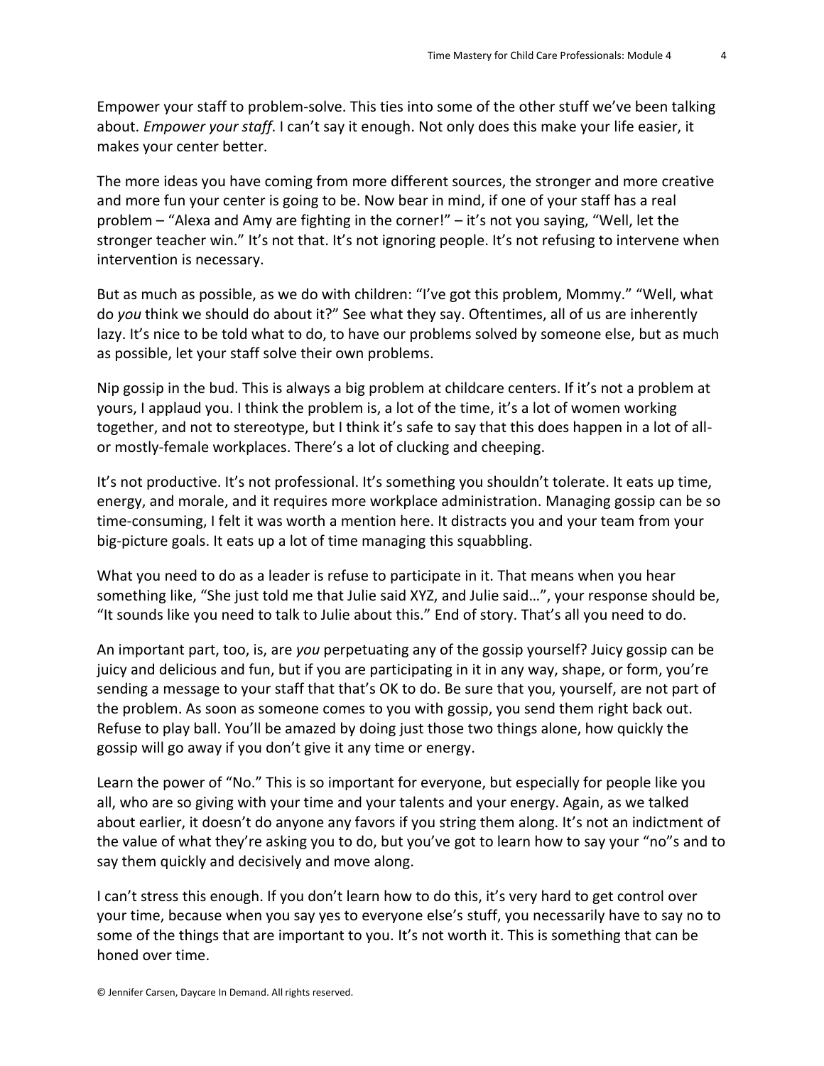Empower your staff to problem-solve. This ties into some of the other stuff we've been talking about. *Empower your staff*. I can't say it enough. Not only does this make your life easier, it makes your center better.

The more ideas you have coming from more different sources, the stronger and more creative and more fun your center is going to be. Now bear in mind, if one of your staff has a real problem – "Alexa and Amy are fighting in the corner!" – it's not you saying, "Well, let the stronger teacher win." It's not that. It's not ignoring people. It's not refusing to intervene when intervention is necessary.

But as much as possible, as we do with children: "I've got this problem, Mommy." "Well, what do *you* think we should do about it?" See what they say. Oftentimes, all of us are inherently lazy. It's nice to be told what to do, to have our problems solved by someone else, but as much as possible, let your staff solve their own problems.

Nip gossip in the bud. This is always a big problem at childcare centers. If it's not a problem at yours, I applaud you. I think the problem is, a lot of the time, it's a lot of women working together, and not to stereotype, but I think it's safe to say that this does happen in a lot of all- or mostly-female workplaces. There's a lot of clucking and cheeping.

It's not productive. It's not professional. It's something you shouldn't tolerate. It eats up time, energy, and morale, and it requires more workplace administration. Managing gossip can be so time-consuming, I felt it was worth a mention here. It distracts you and your team from your big-picture goals. It eats up a lot of time managing this squabbling.

What you need to do as a leader is refuse to participate in it. That means when you hear something like, "She just told me that Julie said XYZ, and Julie said…", your response should be, "It sounds like you need to talk to Julie about this." End of story. That's all you need to do.

An important part, too, is, are *you* perpetuating any of the gossip yourself? Juicy gossip can be juicy and delicious and fun, but if you are participating in it in any way, shape, or form, you're sending a message to your staff that that's OK to do. Be sure that you, yourself, are not part of the problem. As soon as someone comes to you with gossip, you send them right back out. Refuse to play ball. You'll be amazed by doing just those two things alone, how quickly the gossip will go away if you don't give it any time or energy.

Learn the power of "No." This is so important for everyone, but especially for people like you all, who are so giving with your time and your talents and your energy. Again, as we talked about earlier, it doesn't do anyone any favors if you string them along. It's not an indictment of the value of what they're asking you to do, but you've got to learn how to say your "no"s and to say them quickly and decisively and move along.

I can't stress this enough. If you don't learn how to do this, it's very hard to get control over your time, because when you say yes to everyone else's stuff, you necessarily have to say no to some of the things that are important to you. It's not worth it. This is something that can be honed over time.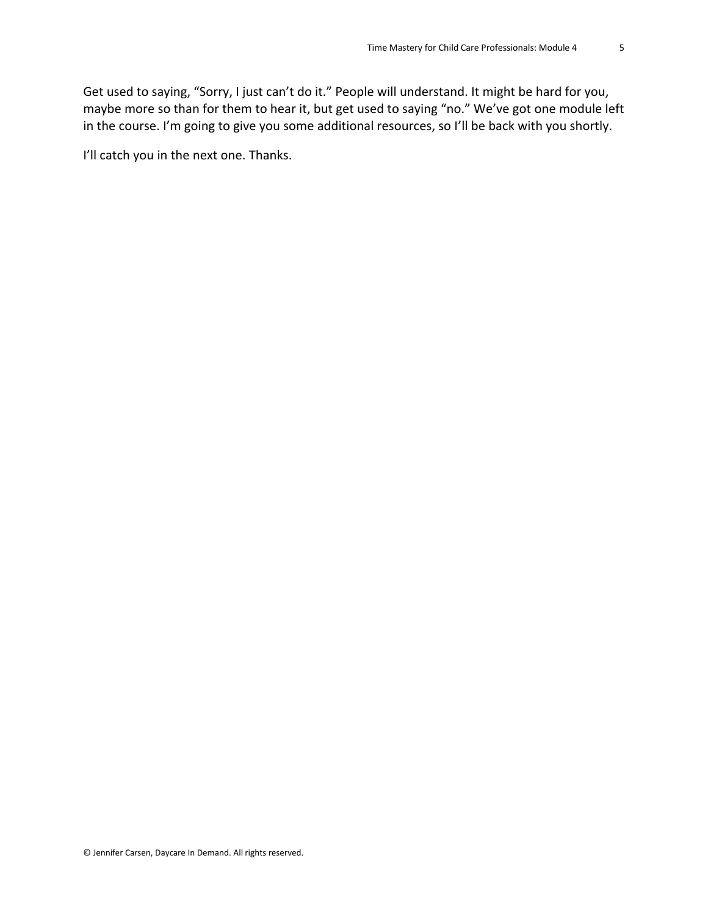Get used to saying, "Sorry, I just can't do it." People will understand. It might be hard for you, maybe more so than for them to hear it, but get used to saying "no." We've got one module left in the course. I'm going to give you some additional resources, so I'll be back with you shortly.

I'll catch you in the next one. Thanks.